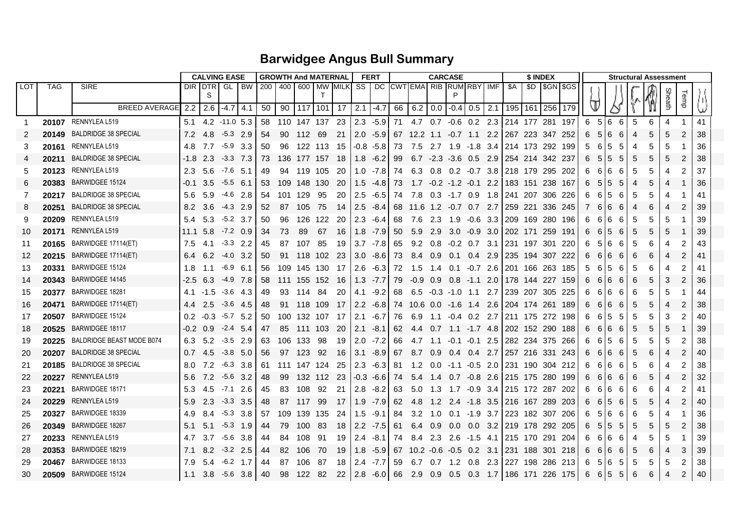# Barwidgee Angus Bull Summary

| | | | CALVING EASE | | | | GROWTH And MATERNAL | | | | | FERT | | CARCASE | | | | | | $ INDEX | | | | Structural Assessment | | | | | | | | |
|---|---|---|---|---|---|---|---|---|---|---|---|---|---|---|---|---|---|---|---|---|---|---|---|---|---|---|---|---|---|---|---|---|
| LOT | TAG | SIRE | DIR | DTRS | GL | BW | 200 | 400 | 600 | MWT | MILK | SS | DC | CWT | EMA | RIB | RUMP | RBY | IMF | $A | $D | $GN | $GS | | | | | | | Sheath | Temp | |
| | | BREED AVERAGE | 2.2 | 2.6 | -4.7 | 4.1 | 50 | 90 | 117 | 101 | 17 | 2.1 | -4.7 | 66 | 6.2 | 0.0 | -0.4 | 0.5 | 2.1 | 195 | 161 | 256 | 179 | | | | | | | | | |
| 1 | 20107 | RENNYLEA L519 | 5.1 | 4.2 | -11.0 | 5.3 | 58 | 110 | 147 | 137 | 23 | 2.3 | -5.9 | 71 | 4.7 | 0.7 | -0.6 | 0.2 | 2.3 | 214 | 177 | 281 | 197 | 6 | 5 | 6 | 6 | 5 | 6 | 4 | 1 | 41 |
| 2 | 20149 | BALDRIDGE 38 SPECIAL | 7.2 | 4.8 | -5.3 | 2.9 | 54 | 90 | 112 | 69 | 21 | 2.0 | -5.9 | 67 | 12.2 | 1.1 | -0.7 | 1.1 | 2.2 | 267 | 223 | 347 | 252 | 6 | 5 | 6 | 6 | 4 | 5 | 5 | 2 | 38 |
| 3 | 20161 | RENNYLEA L519 | 4.8 | 7.7 | -5.9 | 3.3 | 50 | 96 | 122 | 113 | 15 | -0.8 | -5.8 | 73 | 7.5 | 2.7 | 1.9 | -1.8 | 3.4 | 214 | 173 | 292 | 199 | 5 | 6 | 5 | 5 | 4 | 5 | 5 | 1 | 36 |
| 4 | 20211 | BALDRIDGE 38 SPECIAL | -1.8 | 2.3 | -3.3 | 7.3 | 73 | 136 | 177 | 157 | 18 | 1.8 | -6.2 | 99 | 6.7 | -2.3 | -3.6 | 0.5 | 2.9 | 254 | 214 | 342 | 237 | 6 | 5 | 5 | 5 | 5 | 5 | 5 | 2 | 38 |
| 5 | 20123 | RENNYLEA L519 | 2.3 | 5.6 | -7.6 | 5.1 | 49 | 94 | 119 | 105 | 20 | 1.0 | -7.8 | 74 | 6.3 | 0.8 | 0.2 | -0.7 | 3.8 | 218 | 179 | 295 | 202 | 6 | 6 | 6 | 6 | 5 | 5 | 4 | 2 | 37 |
| 6 | 20383 | BARWIDGEE 15124 | -0.1 | 3.5 | -5.5 | 6.1 | 53 | 109 | 148 | 130 | 20 | 1.5 | -4.8 | 73 | 1.7 | -0.2 | -1.2 | -0.1 | 2.2 | 183 | 151 | 238 | 167 | 6 | 5 | 5 | 5 | 4 | 5 | 4 | 1 | 36 |
| 7 | 20217 | BALDRIDGE 38 SPECIAL | 5.6 | 5.9 | -4.6 | 2.8 | 54 | 101 | 129 | 95 | 20 | 2.5 | -6.5 | 74 | 7.8 | 0.3 | -1.7 | 0.9 | 1.8 | 241 | 207 | 306 | 226 | 6 | 6 | 5 | 6 | 5 | 5 | 4 | 1 | 41 |
| 8 | 20251 | BALDRIDGE 38 SPECIAL | 8.2 | 3.6 | -4.3 | 2.9 | 52 | 87 | 105 | 75 | 14 | 2.5 | -8.4 | 68 | 11.6 | 1.2 | -0.7 | 0.7 | 2.7 | 259 | 221 | 336 | 245 | 7 | 6 | 6 | 6 | 4 | 6 | 4 | 2 | 39 |
| 9 | 20209 | RENNYLEA L519 | 5.4 | 5.3 | -5.2 | 3.7 | 50 | 96 | 126 | 122 | 20 | 2.3 | -6.4 | 68 | 7.6 | 2.3 | 1.9 | -0.6 | 3.3 | 209 | 169 | 280 | 196 | 6 | 6 | 6 | 6 | 5 | 5 | 5 | 1 | 39 |
| 10 | 20171 | RENNYLEA L519 | 11.1 | 5.8 | -7.2 | 0.9 | 34 | 73 | 89 | 67 | 16 | 1.8 | -7.9 | 50 | 5.9 | 2.9 | 3.0 | -0.9 | 3.0 | 202 | 171 | 259 | 191 | 6 | 6 | 5 | 6 | 5 | 5 | 5 | 1 | 39 |
| 11 | 20165 | BARWIDGEE 17114(ET) | 7.5 | 4.1 | -3.3 | 2.2 | 45 | 87 | 107 | 85 | 19 | 3.7 | -7.8 | 65 | 9.2 | 0.8 | -0.2 | 0.7 | 3.1 | 231 | 197 | 301 | 220 | 6 | 5 | 6 | 6 | 5 | 6 | 4 | 2 | 43 |
| 12 | 20215 | BARWIDGEE 17114(ET) | 6.4 | 6.2 | -4.0 | 3.2 | 50 | 91 | 118 | 102 | 23 | 3.0 | -8.6 | 73 | 8.4 | 0.9 | 0.1 | 0.4 | 2.9 | 235 | 194 | 307 | 222 | 6 | 6 | 6 | 6 | 6 | 6 | 4 | 2 | 41 |
| 13 | 20331 | BARWIDGEE 15124 | 1.8 | 1.1 | -6.9 | 6.1 | 56 | 109 | 145 | 130 | 17 | 2.6 | -6.3 | 72 | 1.5 | 1.4 | 0.1 | -0.7 | 2.6 | 201 | 166 | 263 | 185 | 5 | 6 | 5 | 6 | 5 | 6 | 4 | 2 | 41 |
| 14 | 20343 | BARWIDGEE 14145 | -2.5 | 6.3 | -4.9 | 7.8 | 58 | 111 | 155 | 152 | 16 | 1.3 | -7.7 | 79 | -0.9 | 0.9 | 0.8 | -1.1 | 2.0 | 178 | 144 | 227 | 159 | 6 | 6 | 6 | 6 | 6 | 5 | 3 | 2 | 36 |
| 15 | 20377 | BARWIDGEE 18281 | 4.1 | -1.5 | -3.6 | 4.3 | 49 | 93 | 114 | 84 | 20 | 4.1 | -9.2 | 68 | 6.5 | -0.3 | -1.0 | 1.1 | 2.7 | 239 | 207 | 305 | 225 | 6 | 6 | 6 | 6 | 6 | 5 | 5 | 1 | 44 |
| 16 | 20471 | BARWIDGEE 17114(ET) | 4.4 | 2.5 | -3.6 | 4.5 | 48 | 91 | 118 | 109 | 17 | 2.2 | -6.8 | 74 | 10.6 | 0.0 | -1.6 | 1.4 | 2.6 | 204 | 174 | 261 | 189 | 6 | 6 | 6 | 6 | 5 | 5 | 4 | 2 | 38 |
| 17 | 20507 | BARWIDGEE 15124 | 0.2 | -0.3 | -5.7 | 5.2 | 50 | 100 | 132 | 107 | 17 | 2.1 | -6.7 | 76 | 6.9 | 1.1 | -0.4 | 0.2 | 2.7 | 211 | 175 | 272 | 198 | 6 | 6 | 5 | 5 | 5 | 5 | 3 | 2 | 40 |
| 18 | 20525 | BARWIDGEE 18117 | -0.2 | 0.9 | -2.4 | 5.4 | 47 | 85 | 111 | 103 | 20 | 2.1 | -8.1 | 62 | 4.4 | 0.7 | 1.1 | -1.7 | 4.8 | 202 | 152 | 290 | 188 | 6 | 6 | 6 | 6 | 5 | 5 | 5 | 1 | 39 |
| 19 | 20225 | BALDRIDGE BEAST MODE B074 | 6.3 | 5.2 | -3.5 | 2.9 | 63 | 106 | 133 | 98 | 19 | 2.0 | -7.2 | 66 | 4.7 | 1.1 | -0.1 | -0.1 | 2.5 | 282 | 234 | 375 | 266 | 6 | 6 | 5 | 6 | 5 | 5 | 5 | 2 | 38 |
| 20 | 20207 | BALDRIDGE 38 SPECIAL | 0.7 | 4.5 | -3.8 | 5.0 | 56 | 97 | 123 | 92 | 16 | 3.1 | -8.9 | 67 | 8.7 | 0.9 | 0.4 | 0.4 | 2.7 | 257 | 216 | 331 | 243 | 6 | 6 | 6 | 6 | 5 | 6 | 4 | 2 | 40 |
| 21 | 20185 | BALDRIDGE 38 SPECIAL | 8.0 | 7.2 | -6.3 | 3.8 | 61 | 111 | 147 | 124 | 25 | 2.3 | -6.3 | 81 | 1.2 | 0.0 | -1.1 | -0.5 | 2.0 | 231 | 190 | 304 | 212 | 6 | 6 | 6 | 6 | 5 | 6 | 4 | 2 | 38 |
| 22 | 20227 | RENNYLEA L519 | 5.6 | 7.2 | -5.6 | 3.2 | 48 | 99 | 132 | 112 | 23 | -0.3 | -6.6 | 74 | 5.4 | 1.4 | 0.7 | -0.8 | 2.6 | 215 | 175 | 280 | 199 | 6 | 6 | 6 | 6 | 6 | 5 | 4 | 2 | 32 |
| 23 | 20221 | BARWIDGEE 18171 | 5.3 | 4.5 | -7.1 | 2.6 | 45 | 83 | 108 | 92 | 21 | 2.8 | -8.2 | 63 | 5.0 | 1.3 | 1.7 | -0.9 | 3.4 | 215 | 172 | 287 | 202 | 6 | 6 | 6 | 6 | 6 | 6 | 4 | 2 | 41 |
| 24 | 20229 | RENNYLEA L519 | 5.9 | 2.3 | -3.3 | 3.5 | 48 | 87 | 117 | 99 | 17 | 1.9 | -7.9 | 62 | 4.8 | 1.2 | 2.4 | -1.8 | 3.5 | 216 | 167 | 289 | 203 | 6 | 6 | 5 | 6 | 5 | 5 | 4 | 2 | 40 |
| 25 | 20327 | BARWIDGEE 18339 | 4.9 | 8.4 | -5.3 | 3.8 | 57 | 109 | 139 | 135 | 24 | 1.5 | -9.1 | 84 | 3.2 | 1.0 | 0.1 | -1.9 | 3.7 | 223 | 182 | 307 | 206 | 6 | 5 | 6 | 6 | 6 | 5 | 4 | 1 | 36 |
| 26 | 20349 | BARWIDGEE 18267 | 5.1 | 5.1 | -5.3 | 1.9 | 44 | 79 | 100 | 83 | 18 | 2.2 | -7.5 | 61 | 6.4 | 0.9 | 0.0 | 0.0 | 3.2 | 219 | 178 | 292 | 205 | 6 | 5 | 5 | 5 | 5 | 5 | 5 | 2 | 38 |
| 27 | 20233 | RENNYLEA L519 | 4.7 | 3.7 | -5.6 | 3.8 | 44 | 84 | 108 | 91 | 19 | 2.4 | -8.1 | 74 | 8.4 | 2.3 | 2.6 | -1.5 | 4.1 | 215 | 170 | 291 | 204 | 6 | 6 | 6 | 6 | 4 | 5 | 5 | 1 | 39 |
| 28 | 20353 | BARWIDGEE 18219 | 7.1 | 8.2 | -3.2 | 2.5 | 44 | 82 | 106 | 70 | 19 | 1.8 | -5.9 | 67 | 10.2 | -0.6 | -0.5 | 0.2 | 3.1 | 231 | 188 | 301 | 218 | 6 | 6 | 6 | 6 | 5 | 6 | 4 | 3 | 39 |
| 29 | 20467 | BARWIDGEE 18133 | 7.9 | 5.4 | -6.2 | 1.7 | 44 | 87 | 106 | 87 | 18 | 2.4 | -7.7 | 59 | 6.7 | 0.7 | 1.2 | 0.8 | 2.3 | 227 | 198 | 286 | 213 | 6 | 5 | 6 | 5 | 5 | 5 | 5 | 2 | 38 |
| 30 | 20509 | BARWIDGEE 15124 | 1.1 | 3.8 | -5.6 | 3.8 | 40 | 98 | 122 | 82 | 22 | 2.8 | -6.0 | 66 | 2.9 | 0.9 | 0.5 | 0.3 | 1.7 | 186 | 171 | 226 | 175 | 6 | 6 | 5 | 5 | 6 | 6 | 4 | 2 | 40 |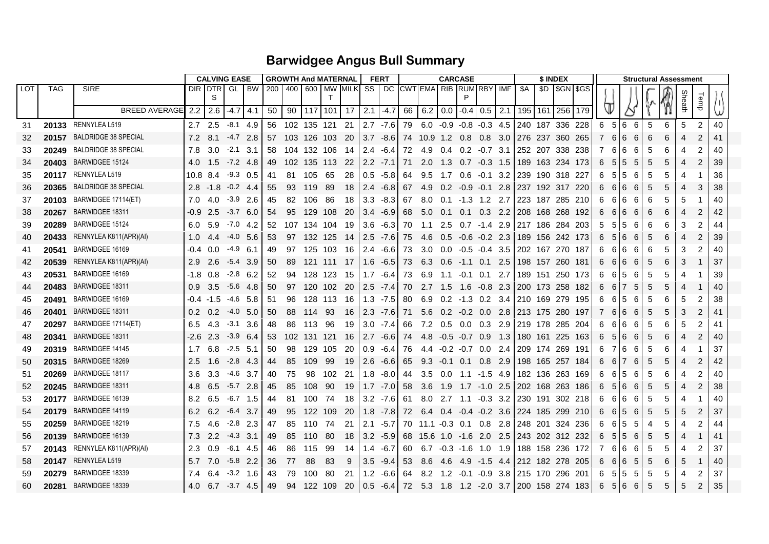# Barwidgee Angus Bull Summary

| LOT | TAG | SIRE | CALVING EASE | | | | GROWTH And MATERNAL | | | | | FERT | | CARCASE | | | | | | $ INDEX | | | | Structural Assessment | | | | | | | | |
|---|---|---|---|---|---|---|---|---|---|---|---|---|---|---|---|---|---|---|---|---|---|---|---|---|---|---|---|---|---|---|---|---|
| | | | DIR | DTRS | GL | BW | 200 | 400 | 600 | MWT | MILK | SS | DC | CWT | EMA | RIB | RUMP | RBY | IMF | $A | $D | $GN | $GS | | | | | | | Sheath | Temp | |
| | | BREED AVERAGE | 2.2 | 2.6 | -4.7 | 4.1 | 50 | 90 | 117 | 101 | 17 | 2.1 | -4.7 | 66 | 6.2 | 0.0 | -0.4 | 0.5 | 2.1 | 195 | 161 | 256 | 179 | | | | | | | | | |
| 31 | 20133 | RENNYLEA L519 | 2.7 | 2.5 | -8.1 | 4.9 | 56 | 102 | 135 | 121 | 21 | 2.7 | -7.6 | 79 | 6.0 | -0.9 | -0.8 | -0.3 | 4.5 | 240 | 187 | 336 | 228 | 6 | 5 | 6 | 6 | 5 | 6 | 5 | 2 | 40 |
| 32 | 20157 | BALDRIDGE 38 SPECIAL | 7.2 | 8.1 | -4.7 | 2.8 | 57 | 103 | 126 | 103 | 20 | 3.7 | -8.6 | 74 | 10.9 | 1.2 | 0.8 | 0.8 | 3.0 | 276 | 237 | 360 | 265 | 7 | 6 | 6 | 6 | 6 | 6 | 4 | 2 | 41 |
| 33 | 20249 | BALDRIDGE 38 SPECIAL | 7.8 | 3.0 | -2.1 | 3.1 | 58 | 104 | 132 | 106 | 14 | 2.4 | -6.4 | 72 | 4.9 | 0.4 | 0.2 | -0.7 | 3.1 | 252 | 207 | 338 | 238 | 7 | 6 | 6 | 6 | 5 | 6 | 4 | 2 | 40 |
| 34 | 20403 | BARWIDGEE 15124 | 4.0 | 1.5 | -7.2 | 4.8 | 49 | 102 | 135 | 113 | 22 | 2.2 | -7.1 | 71 | 2.0 | 1.3 | 0.7 | -0.3 | 1.5 | 189 | 163 | 234 | 173 | 6 | 5 | 5 | 5 | 5 | 5 | 4 | 2 | 39 |
| 35 | 20117 | RENNYLEA L519 | 10.8 | 8.4 | -9.3 | 0.5 | 41 | 81 | 105 | 65 | 28 | 0.5 | -5.8 | 64 | 9.5 | 1.7 | 0.6 | -0.1 | 3.2 | 239 | 190 | 318 | 227 | 6 | 5 | 5 | 6 | 5 | 5 | 4 | 1 | 36 |
| 36 | 20365 | BALDRIDGE 38 SPECIAL | 2.8 | -1.8 | -0.2 | 4.4 | 55 | 93 | 119 | 89 | 18 | 2.4 | -6.8 | 67 | 4.9 | 0.2 | -0.9 | -0.1 | 2.8 | 237 | 192 | 317 | 220 | 6 | 6 | 6 | 6 | 5 | 5 | 4 | 3 | 38 |
| 37 | 20103 | BARWIDGEE 17114(ET) | 7.0 | 4.0 | -3.9 | 2.6 | 45 | 82 | 106 | 86 | 18 | 3.3 | -8.3 | 67 | 8.0 | 0.1 | -1.3 | 1.2 | 2.7 | 223 | 187 | 285 | 210 | 6 | 6 | 6 | 6 | 6 | 5 | 5 | 1 | 40 |
| 38 | 20267 | BARWIDGEE 18311 | -0.9 | 2.5 | -3.7 | 6.0 | 54 | 95 | 129 | 108 | 20 | 3.4 | -6.9 | 68 | 5.0 | 0.1 | 0.1 | 0.3 | 2.2 | 208 | 168 | 268 | 192 | 6 | 6 | 6 | 6 | 6 | 6 | 4 | 2 | 42 |
| 39 | 20289 | BARWIDGEE 15124 | 6.0 | 5.9 | -7.0 | 4.2 | 52 | 107 | 134 | 104 | 19 | 3.6 | -6.3 | 70 | 1.1 | 2.5 | 0.7 | -1.4 | 2.9 | 217 | 186 | 284 | 203 | 5 | 5 | 5 | 6 | 6 | 6 | 3 | 2 | 44 |
| 40 | 20433 | RENNYLEA K811(APR)(AI) | 1.0 | 4.4 | -4.0 | 5.6 | 53 | 97 | 132 | 125 | 14 | 2.5 | -7.6 | 75 | 4.6 | 0.5 | -0.6 | -0.2 | 2.3 | 189 | 156 | 242 | 173 | 6 | 5 | 6 | 6 | 5 | 6 | 4 | 2 | 39 |
| 41 | 20541 | BARWIDGEE 16169 | -0.4 | 0.0 | -4.9 | 6.1 | 49 | 97 | 125 | 103 | 16 | 2.4 | -6.6 | 73 | 3.0 | 0.0 | -0.5 | -0.4 | 3.5 | 202 | 167 | 270 | 187 | 6 | 6 | 6 | 6 | 6 | 5 | 3 | 2 | 40 |
| 42 | 20539 | RENNYLEA K811(APR)(AI) | 2.9 | 2.6 | -5.4 | 3.9 | 50 | 89 | 121 | 111 | 17 | 1.6 | -6.5 | 73 | 6.3 | 0.6 | -1.1 | 0.1 | 2.5 | 198 | 157 | 260 | 181 | 6 | 6 | 6 | 6 | 5 | 6 | 3 | 1 | 37 |
| 43 | 20531 | BARWIDGEE 16169 | -1.8 | 0.8 | -2.8 | 6.2 | 52 | 94 | 128 | 123 | 15 | 1.7 | -6.4 | 73 | 6.9 | 1.1 | -0.1 | 0.1 | 2.7 | 189 | 151 | 250 | 173 | 6 | 6 | 5 | 6 | 5 | 5 | 4 | 1 | 39 |
| 44 | 20483 | BARWIDGEE 18311 | 0.9 | 3.5 | -5.6 | 4.8 | 50 | 97 | 120 | 102 | 20 | 2.5 | -7.4 | 70 | 2.7 | 1.5 | 1.6 | -0.8 | 2.3 | 200 | 173 | 258 | 182 | 6 | 6 | 7 | 5 | 5 | 5 | 4 | 1 | 40 |
| 45 | 20491 | BARWIDGEE 16169 | -0.4 | -1.5 | -4.6 | 5.8 | 51 | 96 | 128 | 113 | 16 | 1.3 | -7.5 | 80 | 6.9 | 0.2 | -1.3 | 0.2 | 3.4 | 210 | 169 | 279 | 195 | 6 | 6 | 5 | 6 | 5 | 6 | 5 | 2 | 38 |
| 46 | 20401 | BARWIDGEE 18311 | 0.2 | 0.2 | -4.0 | 5.0 | 50 | 88 | 114 | 93 | 16 | 2.3 | -7.6 | 71 | 5.6 | 0.2 | -0.2 | 0.0 | 2.8 | 213 | 175 | 280 | 197 | 7 | 6 | 6 | 6 | 5 | 5 | 3 | 2 | 41 |
| 47 | 20297 | BARWIDGEE 17114(ET) | 6.5 | 4.3 | -3.1 | 3.6 | 48 | 86 | 113 | 96 | 19 | 3.0 | -7.4 | 66 | 7.2 | 0.5 | 0.0 | 0.3 | 2.9 | 219 | 178 | 285 | 204 | 6 | 6 | 6 | 6 | 5 | 6 | 5 | 2 | 41 |
| 48 | 20341 | BARWIDGEE 18311 | -2.6 | 2.3 | -3.9 | 6.4 | 53 | 102 | 131 | 121 | 16 | 2.7 | -6.6 | 74 | 4.8 | -0.5 | -0.7 | 0.9 | 1.3 | 180 | 161 | 225 | 163 | 6 | 5 | 6 | 6 | 5 | 6 | 4 | 2 | 40 |
| 49 | 20319 | BARWIDGEE 14145 | 1.7 | 6.8 | -2.5 | 5.1 | 50 | 98 | 129 | 105 | 20 | 0.9 | -6.4 | 76 | 4.4 | -0.2 | -0.7 | 0.0 | 2.4 | 209 | 174 | 269 | 191 | 6 | 7 | 6 | 6 | 5 | 6 | 4 | 1 | 37 |
| 50 | 20315 | BARWIDGEE 18269 | 2.5 | 1.6 | -2.8 | 4.3 | 44 | 85 | 109 | 99 | 19 | 2.6 | -6.6 | 65 | 9.3 | -0.1 | 0.1 | 0.8 | 2.9 | 198 | 165 | 257 | 184 | 6 | 6 | 7 | 6 | 5 | 5 | 4 | 2 | 42 |
| 51 | 20269 | BARWIDGEE 18117 | 3.6 | 3.3 | -4.6 | 3.7 | 40 | 75 | 98 | 102 | 21 | 1.8 | -8.0 | 44 | 3.5 | 0.0 | 1.1 | -1.5 | 4.9 | 182 | 136 | 263 | 169 | 6 | 6 | 5 | 6 | 5 | 6 | 4 | 2 | 40 |
| 52 | 20245 | BARWIDGEE 18311 | 4.8 | 6.5 | -5.7 | 2.8 | 45 | 85 | 108 | 90 | 19 | 1.7 | -7.0 | 58 | 3.6 | 1.9 | 1.7 | -1.0 | 2.5 | 202 | 168 | 263 | 186 | 6 | 5 | 6 | 6 | 5 | 5 | 4 | 2 | 38 |
| 53 | 20177 | BARWIDGEE 16139 | 8.2 | 6.5 | -6.7 | 1.5 | 44 | 81 | 100 | 74 | 18 | 3.2 | -7.6 | 61 | 8.0 | 2.7 | 1.1 | -0.3 | 3.2 | 230 | 191 | 302 | 218 | 6 | 6 | 6 | 6 | 5 | 5 | 4 | 1 | 40 |
| 54 | 20179 | BARWIDGEE 14119 | 6.2 | 6.2 | -6.4 | 3.7 | 49 | 95 | 122 | 109 | 20 | 1.8 | -7.8 | 72 | 6.4 | 0.4 | -0.4 | -0.2 | 3.6 | 224 | 185 | 299 | 210 | 6 | 6 | 5 | 6 | 5 | 5 | 5 | 2 | 37 |
| 55 | 20259 | BARWIDGEE 18219 | 7.5 | 4.6 | -2.8 | 2.3 | 47 | 85 | 110 | 74 | 21 | 2.1 | -5.7 | 70 | 11.1 | -0.3 | 0.1 | 0.8 | 2.8 | 248 | 201 | 324 | 236 | 6 | 6 | 5 | 5 | 4 | 5 | 4 | 2 | 44 |
| 56 | 20139 | BARWIDGEE 16139 | 7.3 | 2.2 | -4.3 | 3.1 | 49 | 85 | 110 | 80 | 18 | 3.2 | -5.9 | 68 | 15.6 | 1.0 | -1.6 | 2.0 | 2.5 | 243 | 202 | 312 | 232 | 6 | 5 | 5 | 6 | 5 | 5 | 4 | 1 | 41 |
| 57 | 20143 | RENNYLEA K811(APR)(AI) | 2.3 | 0.9 | -6.1 | 4.5 | 46 | 86 | 115 | 99 | 14 | 1.4 | -6.7 | 60 | 6.7 | -0.3 | -1.6 | 1.0 | 1.9 | 188 | 158 | 236 | 172 | 7 | 6 | 6 | 6 | 5 | 5 | 4 | 2 | 37 |
| 58 | 20147 | RENNYLEA L519 | 5.7 | 7.0 | -5.8 | 2.2 | 36 | 77 | 88 | 83 | 9 | 3.5 | -9.4 | 53 | 8.6 | 4.6 | 4.9 | -1.5 | 4.4 | 212 | 182 | 278 | 205 | 6 | 6 | 6 | 5 | 5 | 6 | 5 | 1 | 40 |
| 59 | 20279 | BARWIDGEE 18339 | 7.4 | 6.4 | -3.2 | 1.6 | 43 | 79 | 100 | 80 | 21 | 1.2 | -6.6 | 64 | 8.2 | 1.2 | -0.1 | -0.9 | 3.8 | 215 | 170 | 296 | 201 | 6 | 5 | 5 | 5 | 5 | 5 | 4 | 2 | 37 |
| 60 | 20281 | BARWIDGEE 18339 | 4.0 | 6.7 | -3.7 | 4.5 | 49 | 94 | 122 | 109 | 20 | 0.5 | -6.4 | 72 | 5.3 | 1.8 | 1.2 | -2.0 | 3.7 | 200 | 158 | 274 | 183 | 6 | 5 | 6 | 6 | 5 | 5 | 5 | 2 | 35 |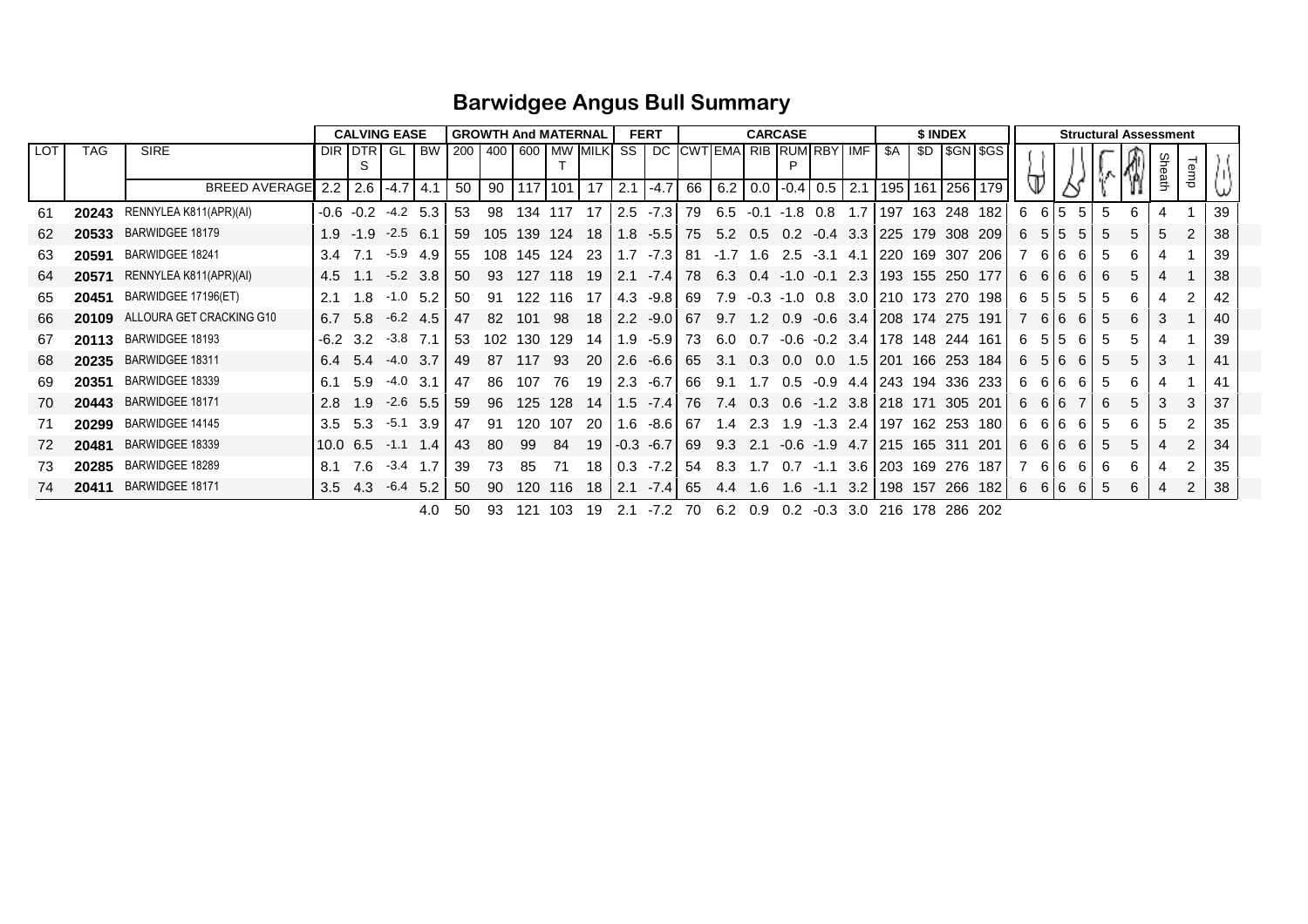# Barwidgee Angus Bull Summary

| | | | CALVING EASE | | | | GROWTH And MATERNAL | | | | | FERT | | CARCASE | | | | | | \$ INDEX | | | | Structural Assessment | | | | | | | | | |
|---|---|---|---|---|---|---|---|---|---|---|---|---|---|---|---|---|---|---|---|---|---|---|---|---|---|---|---|---|---|---|---|---|---|
| LOT | TAG | SIRE | DIR | DTRS | GL | BW | 200 | 400 | 600 | MWT | MILK | SS | DC | CWT | EMA | RIB | RUMP | RBY | IMF | \$A | \$D | \$GN | \$GS | | | | | | | | Sheath | Temp | |
| | | BREED AVERAGE | 2.2 | 2.6 | -4.7 | 4.1 | 50 | 90 | 117 | 101 | 17 | 2.1 | -4.7 | 66 | 6.2 | 0.0 | -0.4 | 0.5 | 2.1 | 195 | 161 | 256 | 179 | | | | | | | | | | |
| 61 | **20243** | RENNYLEA K811(APR)(AI) | -0.6 | -0.2 | -4.2 | 5.3 | 53 | 98 | 134 | 117 | 17 | 2.5 | -7.3 | 79 | 6.5 | -0.1 | -1.8 | 0.8 | 1.7 | 197 | 163 | 248 | 182 | 6 | 6 | 5 | 5 | 5 | 6 | 4 | 1 | 39 |
| 62 | **20533** | BARWIDGEE 18179 | 1.9 | -1.9 | -2.5 | 6.1 | 59 | 105 | 139 | 124 | 18 | 1.8 | -5.5 | 75 | 5.2 | 0.5 | 0.2 | -0.4 | 3.3 | 225 | 179 | 308 | 209 | 6 | 5 | 5 | 5 | 5 | 5 | 5 | 2 | 38 |
| 63 | **20591** | BARWIDGEE 18241 | 3.4 | 7.1 | -5.9 | 4.9 | 55 | 108 | 145 | 124 | 23 | 1.7 | -7.3 | 81 | -1.7 | 1.6 | 2.5 | -3.1 | 4.1 | 220 | 169 | 307 | 206 | 7 | 6 | 6 | 6 | 5 | 6 | 4 | 1 | 39 |
| 64 | **20571** | RENNYLEA K811(APR)(AI) | 4.5 | 1.1 | -5.2 | 3.8 | 50 | 93 | 127 | 118 | 19 | 2.1 | -7.4 | 78 | 6.3 | 0.4 | -1.0 | -0.1 | 2.3 | 193 | 155 | 250 | 177 | 6 | 6 | 6 | 6 | 6 | 5 | 4 | 1 | 38 |
| 65 | **20451** | BARWIDGEE 17196(ET) | 2.1 | 1.8 | -1.0 | 5.2 | 50 | 91 | 122 | 116 | 17 | 4.3 | -9.8 | 69 | 7.9 | -0.3 | -1.0 | 0.8 | 3.0 | 210 | 173 | 270 | 198 | 6 | 5 | 5 | 5 | 5 | 6 | 4 | 2 | 42 |
| 66 | **20109** | ALLOURA GET CRACKING G10 | 6.7 | 5.8 | -6.2 | 4.5 | 47 | 82 | 101 | 98 | 18 | 2.2 | -9.0 | 67 | 9.7 | 1.2 | 0.9 | -0.6 | 3.4 | 208 | 174 | 275 | 191 | 7 | 6 | 6 | 6 | 5 | 6 | 3 | 1 | 40 |
| 67 | **20113** | BARWIDGEE 18193 | -6.2 | 3.2 | -3.8 | 7.1 | 53 | 102 | 130 | 129 | 14 | 1.9 | -5.9 | 73 | 6.0 | 0.7 | -0.6 | -0.2 | 3.4 | 178 | 148 | 244 | 161 | 6 | 5 | 5 | 6 | 5 | 5 | 4 | 1 | 39 |
| 68 | **20235** | BARWIDGEE 18311 | 6.4 | 5.4 | -4.0 | 3.7 | 49 | 87 | 117 | 93 | 20 | 2.6 | -6.6 | 65 | 3.1 | 0.3 | 0.0 | 0.0 | 1.5 | 201 | 166 | 253 | 184 | 6 | 5 | 6 | 6 | 5 | 5 | 3 | 1 | 41 |
| 69 | **20351** | BARWIDGEE 18339 | 6.1 | 5.9 | -4.0 | 3.1 | 47 | 86 | 107 | 76 | 19 | 2.3 | -6.7 | 66 | 9.1 | 1.7 | 0.5 | -0.9 | 4.4 | 243 | 194 | 336 | 233 | 6 | 6 | 6 | 6 | 5 | 6 | 4 | 1 | 41 |
| 70 | **20443** | BARWIDGEE 18171 | 2.8 | 1.9 | -2.6 | 5.5 | 59 | 96 | 125 | 128 | 14 | 1.5 | -7.4 | 76 | 7.4 | 0.3 | 0.6 | -1.2 | 3.8 | 218 | 171 | 305 | 201 | 6 | 6 | 6 | 7 | 6 | 5 | 3 | 3 | 37 |
| 71 | **20299** | BARWIDGEE 14145 | 3.5 | 5.3 | -5.1 | 3.9 | 47 | 91 | 120 | 107 | 20 | 1.6 | -8.6 | 67 | 1.4 | 2.3 | 1.9 | -1.3 | 2.4 | 197 | 162 | 253 | 180 | 6 | 6 | 6 | 6 | 5 | 6 | 5 | 2 | 35 |
| 72 | **20481** | BARWIDGEE 18339 | 10.0 | 6.5 | -1.1 | 1.4 | 43 | 80 | 99 | 84 | 19 | -0.3 | -6.7 | 69 | 9.3 | 2.1 | -0.6 | -1.9 | 4.7 | 215 | 165 | 311 | 201 | 6 | 6 | 6 | 6 | 5 | 5 | 4 | 2 | 34 |
| 73 | **20285** | BARWIDGEE 18289 | 8.1 | 7.6 | -3.4 | 1.7 | 39 | 73 | 85 | 71 | 18 | 0.3 | -7.2 | 54 | 8.3 | 1.7 | 0.7 | -1.1 | 3.6 | 203 | 169 | 276 | 187 | 7 | 6 | 6 | 6 | 6 | 6 | 4 | 2 | 35 |
| 74 | **20411** | BARWIDGEE 18171 | 3.5 | 4.3 | -6.4 | 5.2 | 50 | 90 | 120 | 116 | 18 | 2.1 | -7.4 | 65 | 4.4 | 1.6 | 1.6 | -1.1 | 3.2 | 198 | 157 | 266 | 182 | 6 | 6 | 6 | 6 | 5 | 6 | 4 | 2 | 38 |
| | | | | | | 4.0 | 50 | 93 | 121 | 103 | 19 | 2.1 | -7.2 | 70 | 6.2 | 0.9 | 0.2 | -0.3 | 3.0 | 216 | 178 | 286 | 202 | | | | | | | | | |